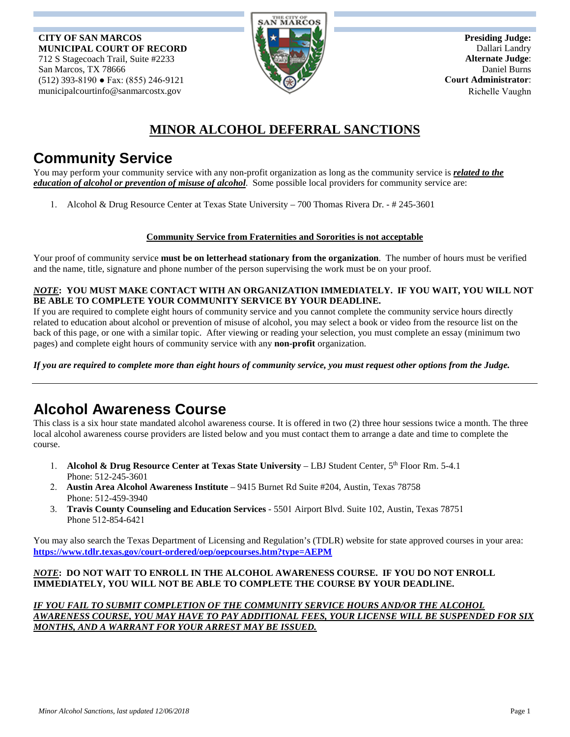**CITY OF SAN MARCOS**
**MUNICIPAL COURT OF RECORD**
712 S Stagecoach Trail, Suite #2233
San Marcos, TX 78666
(512) 393-8190 ● Fax: (855) 246-9121
municipalcourtinfo@sanmarcostx.gov

**Presiding Judge:**
Dallari Landry
**Alternate Judge**:
Daniel Burns
**Court Administrator**:
Richelle Vaughn

# MINOR ALCOHOL DEFERRAL SANCTIONS

## Community Service

You may perform your community service with any non-profit organization as long as the community service is ***related to the education of alcohol or prevention of misuse of alcohol***. Some possible local providers for community service are:

1. Alcohol & Drug Resource Center at Texas State University – 700 Thomas Rivera Dr. - # 245-3601

**Community Service from Fraternities and Sororities is not acceptable**

Your proof of community service **must be on letterhead stationary from the organization**. The number of hours must be verified and the name, title, signature and phone number of the person supervising the work must be on your proof.

***NOTE*: YOU MUST MAKE CONTACT WITH AN ORGANIZATION IMMEDIATELY. IF YOU WAIT, YOU WILL NOT BE ABLE TO COMPLETE YOUR COMMUNITY SERVICE BY YOUR DEADLINE.**

If you are required to complete eight hours of community service and you cannot complete the community service hours directly related to education about alcohol or prevention of misuse of alcohol, you may select a book or video from the resource list on the back of this page, or one with a similar topic. After viewing or reading your selection, you must complete an essay (minimum two pages) and complete eight hours of community service with any **non-profit** organization.

***If you are required to complete more than eight hours of community service, you must request other options from the Judge.***

---

## Alcohol Awareness Course

This class is a six hour state mandated alcohol awareness course. It is offered in two (2) three hour sessions twice a month. The three local alcohol awareness course providers are listed below and you must contact them to arrange a date and time to complete the course.

1. **Alcohol & Drug Resource Center at Texas State University** – LBJ Student Center, 5th Floor Rm. 5-4.1
   Phone: 512-245-3601
2. **Austin Area Alcohol Awareness Institute** – 9415 Burnet Rd Suite #204, Austin, Texas 78758
   Phone: 512-459-3940
3. **Travis County Counseling and Education Services** - 5501 Airport Blvd. Suite 102, Austin, Texas 78751
   Phone 512-854-6421

You may also search the Texas Department of Licensing and Regulation's (TDLR) website for state approved courses in your area: **https://www.tdlr.texas.gov/court-ordered/oep/oepcourses.htm?type=AEPM**

***NOTE*: DO NOT WAIT TO ENROLL IN THE ALCOHOL AWARENESS COURSE. IF YOU DO NOT ENROLL IMMEDIATELY, YOU WILL NOT BE ABLE TO COMPLETE THE COURSE BY YOUR DEADLINE.**

***IF YOU FAIL TO SUBMIT COMPLETION OF THE COMMUNITY SERVICE HOURS AND/OR THE ALCOHOL AWARENESS COURSE, YOU MAY HAVE TO PAY ADDITIONAL FEES, YOUR LICENSE WILL BE SUSPENDED FOR SIX MONTHS, AND A WARRANT FOR YOUR ARREST MAY BE ISSUED.***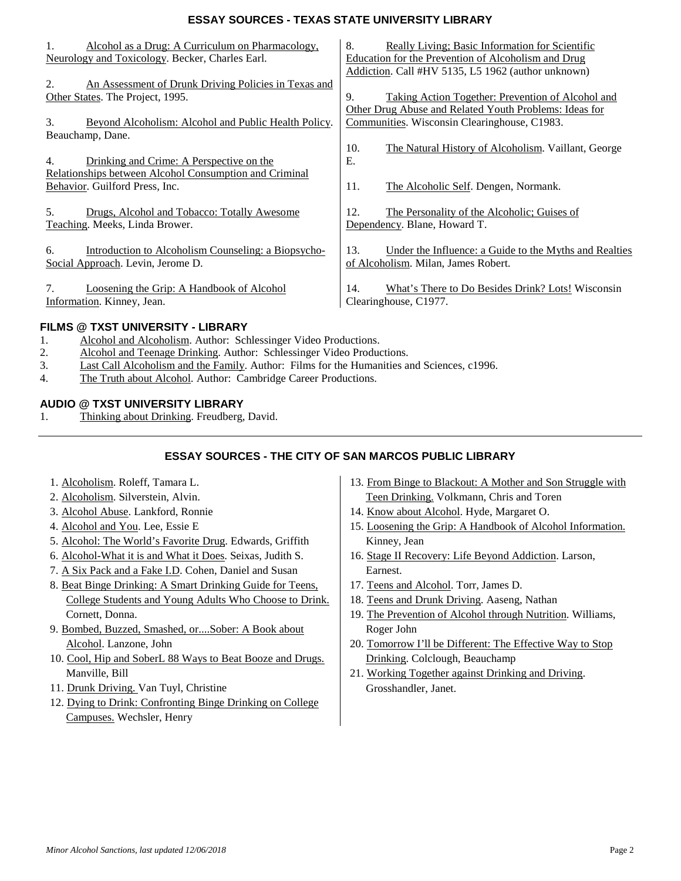## ESSAY SOURCES - TEXAS STATE UNIVERSITY LIBRARY

1. Alcohol as a Drug: A Curriculum on Pharmacology, Neurology and Toxicology. Becker, Charles Earl.
2. An Assessment of Drunk Driving Policies in Texas and Other States. The Project, 1995.
3. Beyond Alcoholism: Alcohol and Public Health Policy. Beauchamp, Dane.
4. Drinking and Crime: A Perspective on the Relationships between Alcohol Consumption and Criminal Behavior. Guilford Press, Inc.
5. Drugs, Alcohol and Tobacco: Totally Awesome Teaching. Meeks, Linda Brower.
6. Introduction to Alcoholism Counseling: a Biopsycho-Social Approach. Levin, Jerome D.
7. Loosening the Grip: A Handbook of Alcohol Information. Kinney, Jean.
8. Really Living; Basic Information for Scientific Education for the Prevention of Alcoholism and Drug Addiction. Call #HV 5135, L5 1962 (author unknown)
9. Taking Action Together: Prevention of Alcohol and Other Drug Abuse and Related Youth Problems: Ideas for Communities. Wisconsin Clearinghouse, C1983.
10. The Natural History of Alcoholism. Vaillant, George E.
11. The Alcoholic Self. Dengen, Normank.
12. The Personality of the Alcoholic; Guises of Dependency. Blane, Howard T.
13. Under the Influence: a Guide to the Myths and Realties of Alcoholism. Milan, James Robert.
14. What's There to Do Besides Drink? Lots! Wisconsin Clearinghouse, C1977.

### FILMS @ TXST UNIVERSITY - LIBRARY

1. Alcohol and Alcoholism. Author: Schlessinger Video Productions.
2. Alcohol and Teenage Drinking. Author: Schlessinger Video Productions.
3. Last Call Alcoholism and the Family. Author: Films for the Humanities and Sciences, c1996.
4. The Truth about Alcohol. Author: Cambridge Career Productions.

### AUDIO @ TXST UNIVERSITY LIBRARY

1. Thinking about Drinking. Freudberg, David.

---

## ESSAY SOURCES - THE CITY OF SAN MARCOS PUBLIC LIBRARY

1. Alcoholism. Roleff, Tamara L.
2. Alcoholism. Silverstein, Alvin.
3. Alcohol Abuse. Lankford, Ronnie
4. Alcohol and You. Lee, Essie E
5. Alcohol: The World's Favorite Drug. Edwards, Griffith
6. Alcohol-What it is and What it Does. Seixas, Judith S.
7. A Six Pack and a Fake I.D. Cohen, Daniel and Susan
8. Beat Binge Drinking: A Smart Drinking Guide for Teens, College Students and Young Adults Who Choose to Drink. Cornett, Donna.
9. Bombed, Buzzed, Smashed, or....Sober: A Book about Alcohol. Lanzone, John
10. Cool, Hip and SoberL 88 Ways to Beat Booze and Drugs. Manville, Bill
11. Drunk Driving. Van Tuyl, Christine
12. Dying to Drink: Confronting Binge Drinking on College Campuses. Wechsler, Henry
13. From Binge to Blackout: A Mother and Son Struggle with Teen Drinking. Volkmann, Chris and Toren
14. Know about Alcohol. Hyde, Margaret O.
15. Loosening the Grip: A Handbook of Alcohol Information. Kinney, Jean
16. Stage II Recovery: Life Beyond Addiction. Larson, Earnest.
17. Teens and Alcohol. Torr, James D.
18. Teens and Drunk Driving. Aaseng, Nathan
19. The Prevention of Alcohol through Nutrition. Williams, Roger John
20. Tomorrow I'll be Different: The Effective Way to Stop Drinking. Colclough, Beauchamp
21. Working Together against Drinking and Driving. Grosshandler, Janet.